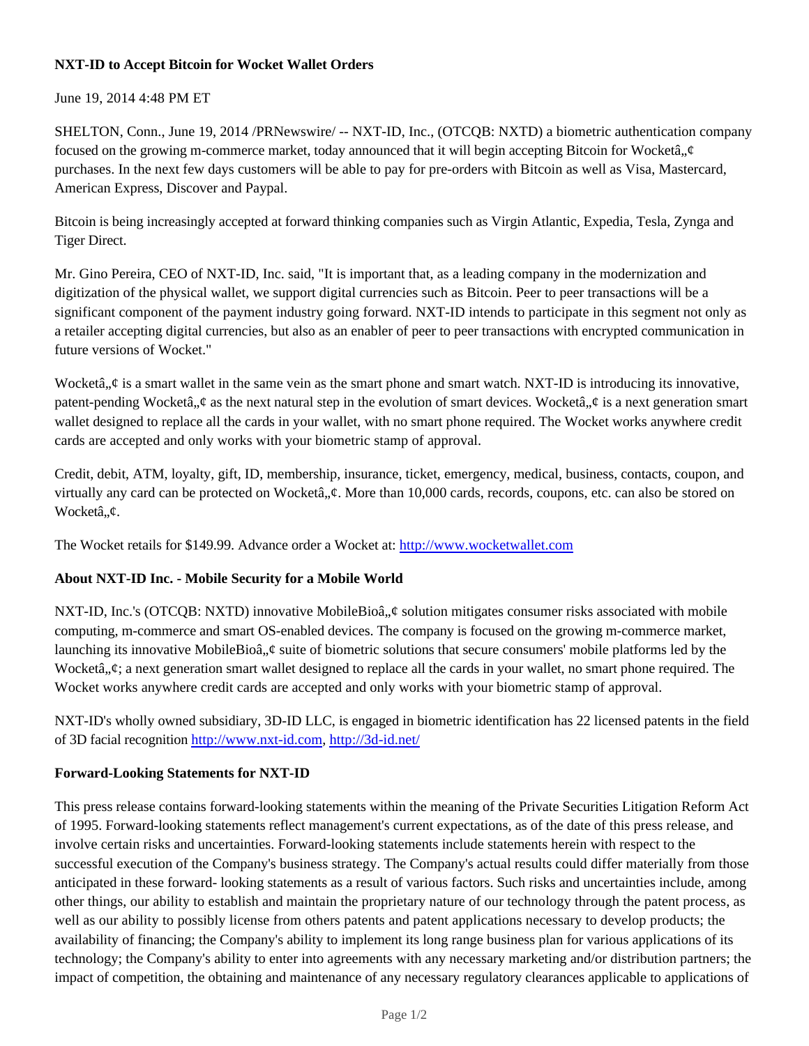**NXT-ID to Accept Bitcoin for Wocket Wallet Orders**

June 19, 2014 4:48 PM ET

SHELTON, Conn., June 19, 2014 /PRNewswire/ -- NXT-ID, Inc., (OTCQB: NXTD) a biometric authentication company focused on the growing m-commerce market, today announced that it will begin accepting Bitcoin for Wocketâ„¢ purchases. In the next few days customers will be able to pay for pre-orders with Bitcoin as well as Visa, Mastercard, American Express, Discover and Paypal.

Bitcoin is being increasingly accepted at forward thinking companies such as Virgin Atlantic, Expedia, Tesla, Zynga and Tiger Direct.

Mr. Gino Pereira, CEO of NXT-ID, Inc. said, "It is important that, as a leading company in the modernization and digitization of the physical wallet, we support digital currencies such as Bitcoin. Peer to peer transactions will be a significant component of the payment industry going forward. NXT-ID intends to participate in this segment not only as a retailer accepting digital currencies, but also as an enabler of peer to peer transactions with encrypted communication in future versions of Wocket."

Wocketâ„¢ is a smart wallet in the same vein as the smart phone and smart watch. NXT-ID is introducing its innovative, patent-pending Wocketâ„¢ as the next natural step in the evolution of smart devices. Wocketâ„¢ is a next generation smart wallet designed to replace all the cards in your wallet, with no smart phone required. The Wocket works anywhere credit cards are accepted and only works with your biometric stamp of approval.

Credit, debit, ATM, loyalty, gift, ID, membership, insurance, ticket, emergency, medical, business, contacts, coupon, and virtually any card can be protected on Wocketâ„¢. More than 10,000 cards, records, coupons, etc. can also be stored on Wocketâ„¢.

The Wocket retails for $149.99. Advance order a Wocket at: http://www.wocketwallet.com

**About NXT-ID Inc. - Mobile Security for a Mobile World**

NXT-ID, Inc.'s (OTCQB: NXTD) innovative MobileBioâ„¢ solution mitigates consumer risks associated with mobile computing, m-commerce and smart OS-enabled devices. The company is focused on the growing m-commerce market, launching its innovative MobileBioâ„¢ suite of biometric solutions that secure consumers' mobile platforms led by the Wocketâ„¢; a next generation smart wallet designed to replace all the cards in your wallet, no smart phone required. The Wocket works anywhere credit cards are accepted and only works with your biometric stamp of approval.

NXT-ID's wholly owned subsidiary, 3D-ID LLC, is engaged in biometric identification has 22 licensed patents in the field of 3D facial recognition http://www.nxt-id.com, http://3d-id.net/

**Forward-Looking Statements for NXT-ID**

This press release contains forward-looking statements within the meaning of the Private Securities Litigation Reform Act of 1995. Forward-looking statements reflect management's current expectations, as of the date of this press release, and involve certain risks and uncertainties. Forward-looking statements include statements herein with respect to the successful execution of the Company's business strategy. The Company's actual results could differ materially from those anticipated in these forward- looking statements as a result of various factors. Such risks and uncertainties include, among other things, our ability to establish and maintain the proprietary nature of our technology through the patent process, as well as our ability to possibly license from others patents and patent applications necessary to develop products; the availability of financing; the Company's ability to implement its long range business plan for various applications of its technology; the Company's ability to enter into agreements with any necessary marketing and/or distribution partners; the impact of competition, the obtaining and maintenance of any necessary regulatory clearances applicable to applications of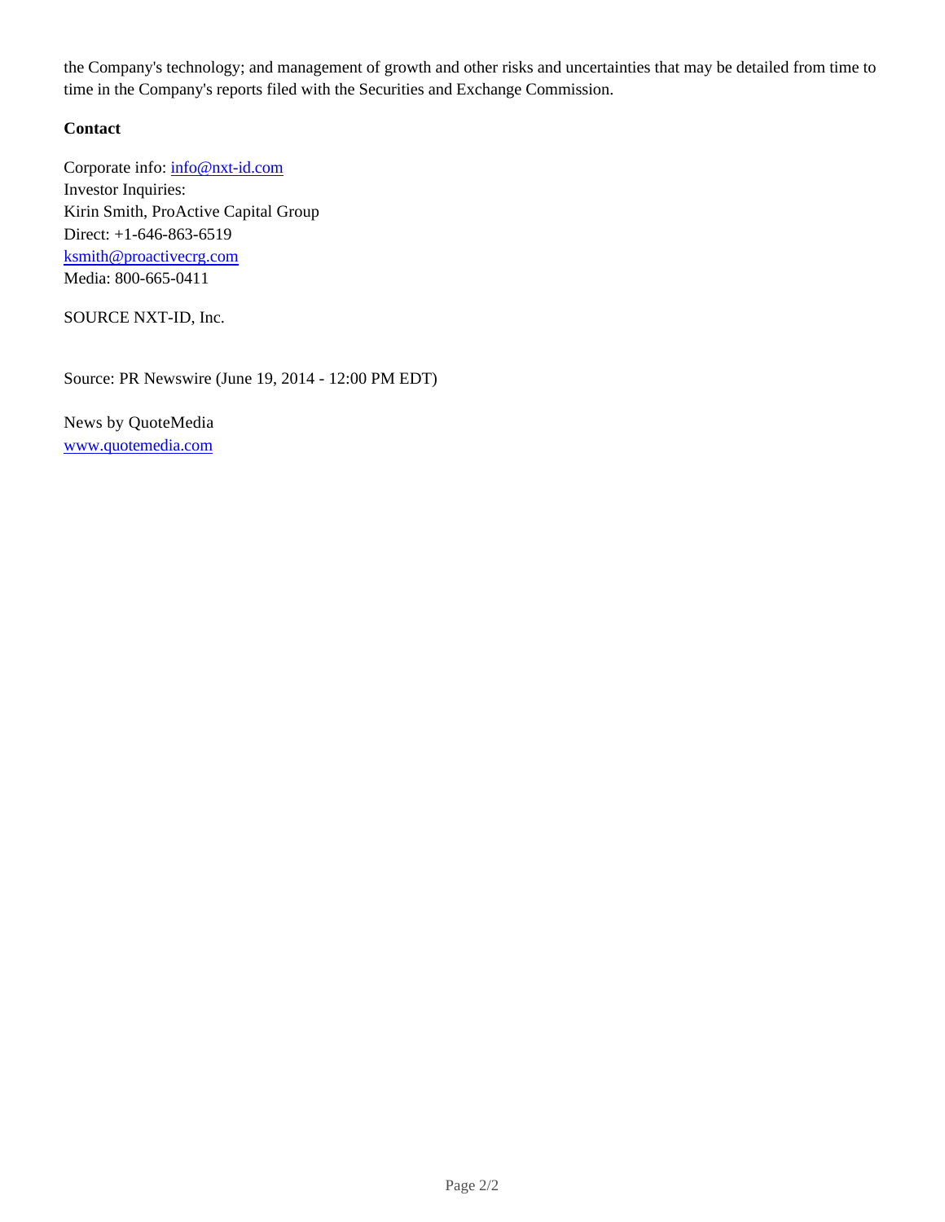the Company's technology; and management of growth and other risks and uncertainties that may be detailed from time to time in the Company's reports filed with the Securities and Exchange Commission.

**Contact**

Corporate info: info@nxt-id.com
Investor Inquiries:
Kirin Smith, ProActive Capital Group
Direct: +1-646-863-6519
ksmith@proactivecrg.com
Media: 800-665-0411

SOURCE NXT-ID, Inc.

Source: PR Newswire (June 19, 2014 - 12:00 PM EDT)

News by QuoteMedia
www.quotemedia.com